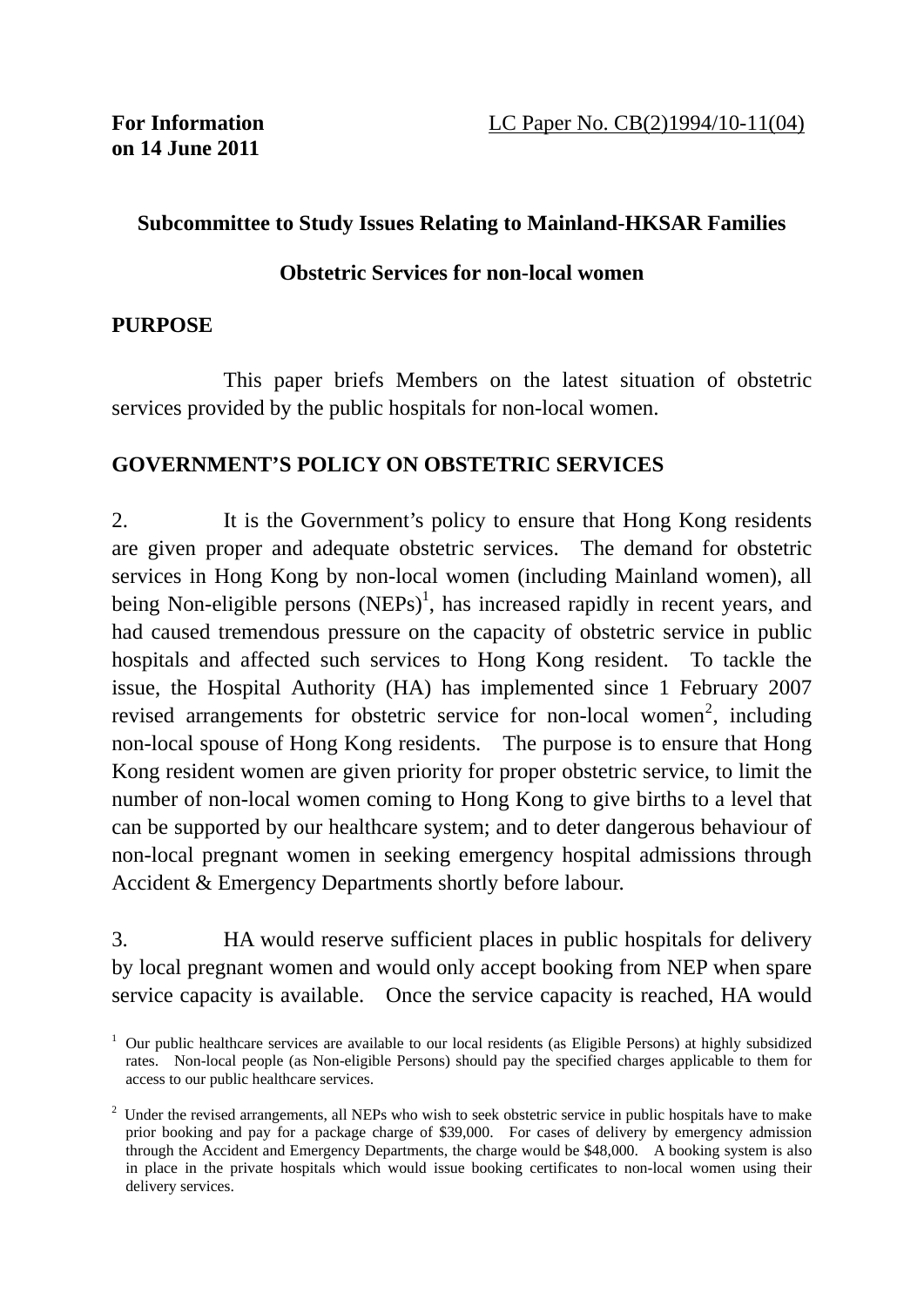**For Information on 14 June 2011**

LC Paper No. CB(2)1994/10-11(04)

**Subcommittee to Study Issues Relating to Mainland-HKSAR Families**

**Obstetric Services for non-local women**

## PURPOSE

This paper briefs Members on the latest situation of obstetric services provided by the public hospitals for non-local women.

## GOVERNMENT'S POLICY ON OBSTETRIC SERVICES

2. It is the Government's policy to ensure that Hong Kong residents are given proper and adequate obstetric services. The demand for obstetric services in Hong Kong by non-local women (including Mainland women), all being Non-eligible persons (NEPs)[1], has increased rapidly in recent years, and had caused tremendous pressure on the capacity of obstetric service in public hospitals and affected such services to Hong Kong resident. To tackle the issue, the Hospital Authority (HA) has implemented since 1 February 2007 revised arrangements for obstetric service for non-local women[2], including non-local spouse of Hong Kong residents. The purpose is to ensure that Hong Kong resident women are given priority for proper obstetric service, to limit the number of non-local women coming to Hong Kong to give births to a level that can be supported by our healthcare system; and to deter dangerous behaviour of non-local pregnant women in seeking emergency hospital admissions through Accident & Emergency Departments shortly before labour.

3. HA would reserve sufficient places in public hospitals for delivery by local pregnant women and would only accept booking from NEP when spare service capacity is available. Once the service capacity is reached, HA would

[1] Our public healthcare services are available to our local residents (as Eligible Persons) at highly subsidized rates. Non-local people (as Non-eligible Persons) should pay the specified charges applicable to them for access to our public healthcare services.

[2] Under the revised arrangements, all NEPs who wish to seek obstetric service in public hospitals have to make prior booking and pay for a package charge of $39,000. For cases of delivery by emergency admission through the Accident and Emergency Departments, the charge would be $48,000. A booking system is also in place in the private hospitals which would issue booking certificates to non-local women using their delivery services.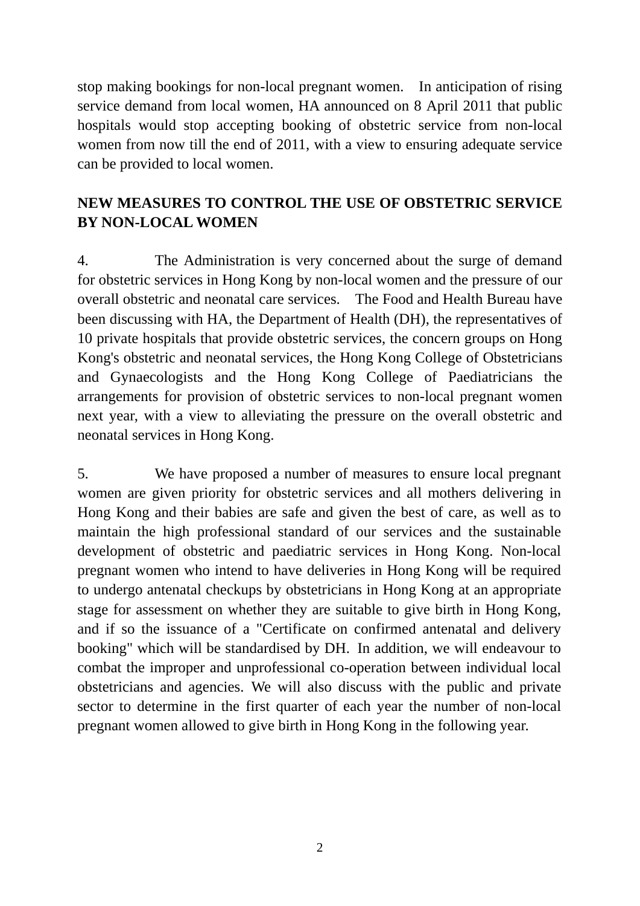stop making bookings for non-local pregnant women. In anticipation of rising service demand from local women, HA announced on 8 April 2011 that public hospitals would stop accepting booking of obstetric service from non-local women from now till the end of 2011, with a view to ensuring adequate service can be provided to local women.

## NEW MEASURES TO CONTROL THE USE OF OBSTETRIC SERVICE BY NON-LOCAL WOMEN

4. The Administration is very concerned about the surge of demand for obstetric services in Hong Kong by non-local women and the pressure of our overall obstetric and neonatal care services. The Food and Health Bureau have been discussing with HA, the Department of Health (DH), the representatives of 10 private hospitals that provide obstetric services, the concern groups on Hong Kong's obstetric and neonatal services, the Hong Kong College of Obstetricians and Gynaecologists and the Hong Kong College of Paediatricians the arrangements for provision of obstetric services to non-local pregnant women next year, with a view to alleviating the pressure on the overall obstetric and neonatal services in Hong Kong.

5. We have proposed a number of measures to ensure local pregnant women are given priority for obstetric services and all mothers delivering in Hong Kong and their babies are safe and given the best of care, as well as to maintain the high professional standard of our services and the sustainable development of obstetric and paediatric services in Hong Kong. Non-local pregnant women who intend to have deliveries in Hong Kong will be required to undergo antenatal checkups by obstetricians in Hong Kong at an appropriate stage for assessment on whether they are suitable to give birth in Hong Kong, and if so the issuance of a "Certificate on confirmed antenatal and delivery booking" which will be standardised by DH. In addition, we will endeavour to combat the improper and unprofessional co-operation between individual local obstetricians and agencies. We will also discuss with the public and private sector to determine in the first quarter of each year the number of non-local pregnant women allowed to give birth in Hong Kong in the following year.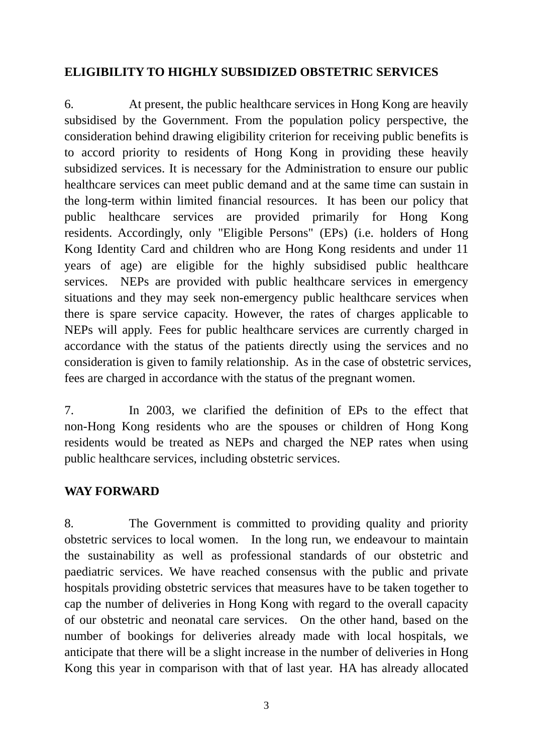## ELIGIBILITY TO HIGHLY SUBSIDIZED OBSTETRIC SERVICES

6. At present, the public healthcare services in Hong Kong are heavily subsidised by the Government. From the population policy perspective, the consideration behind drawing eligibility criterion for receiving public benefits is to accord priority to residents of Hong Kong in providing these heavily subsidized services. It is necessary for the Administration to ensure our public healthcare services can meet public demand and at the same time can sustain in the long-term within limited financial resources. It has been our policy that public healthcare services are provided primarily for Hong Kong residents. Accordingly, only "Eligible Persons" (EPs) (i.e. holders of Hong Kong Identity Card and children who are Hong Kong residents and under 11 years of age) are eligible for the highly subsidised public healthcare services. NEPs are provided with public healthcare services in emergency situations and they may seek non-emergency public healthcare services when there is spare service capacity. However, the rates of charges applicable to NEPs will apply. Fees for public healthcare services are currently charged in accordance with the status of the patients directly using the services and no consideration is given to family relationship. As in the case of obstetric services, fees are charged in accordance with the status of the pregnant women.

7. In 2003, we clarified the definition of EPs to the effect that non-Hong Kong residents who are the spouses or children of Hong Kong residents would be treated as NEPs and charged the NEP rates when using public healthcare services, including obstetric services.

## WAY FORWARD

8. The Government is committed to providing quality and priority obstetric services to local women. In the long run, we endeavour to maintain the sustainability as well as professional standards of our obstetric and paediatric services. We have reached consensus with the public and private hospitals providing obstetric services that measures have to be taken together to cap the number of deliveries in Hong Kong with regard to the overall capacity of our obstetric and neonatal care services. On the other hand, based on the number of bookings for deliveries already made with local hospitals, we anticipate that there will be a slight increase in the number of deliveries in Hong Kong this year in comparison with that of last year. HA has already allocated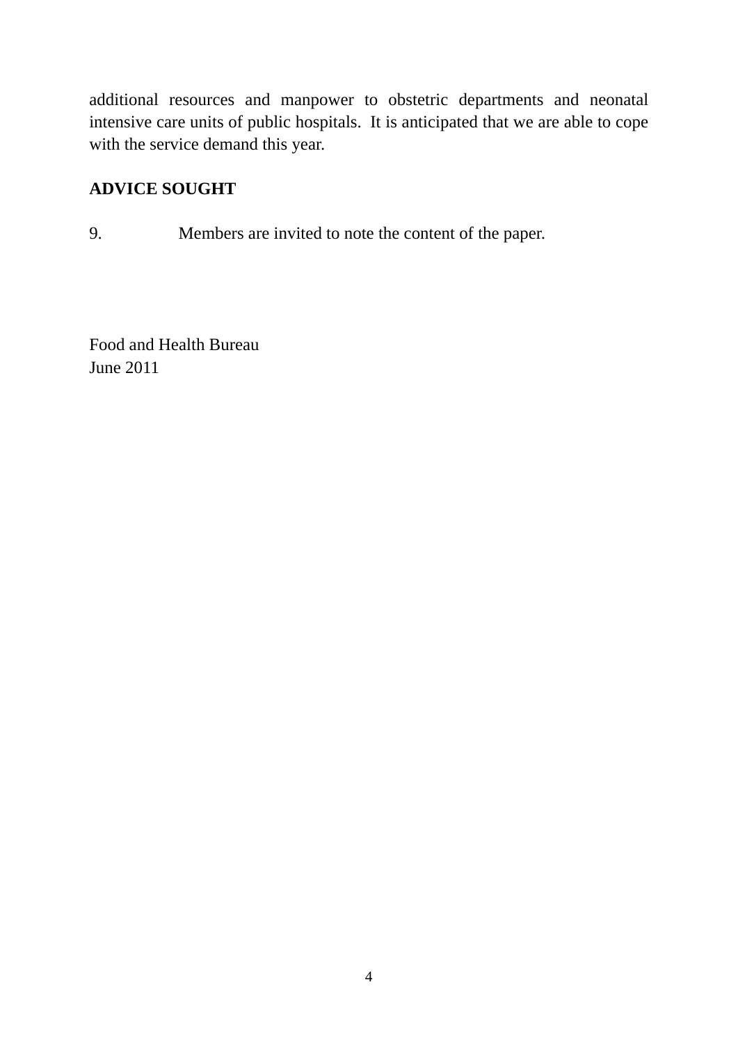additional resources and manpower to obstetric departments and neonatal intensive care units of public hospitals. It is anticipated that we are able to cope with the service demand this year.

**ADVICE SOUGHT**

9. Members are invited to note the content of the paper.

Food and Health Bureau
June 2011